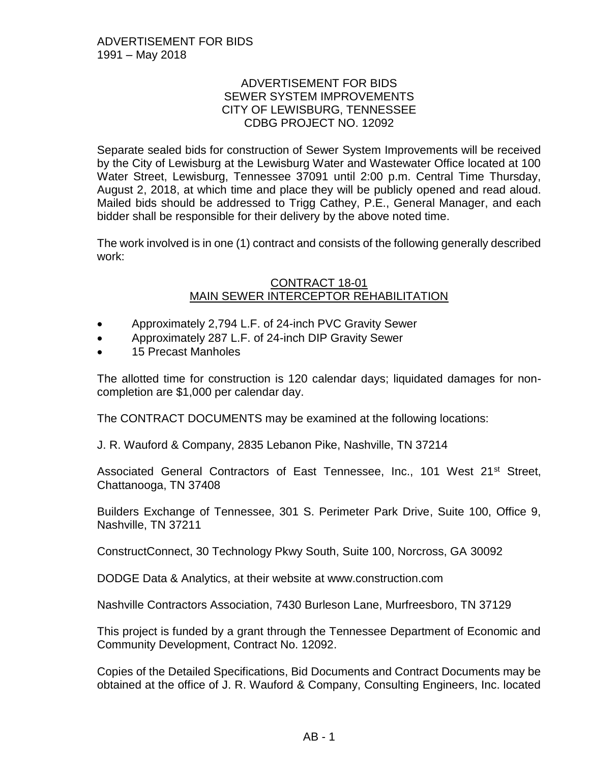ADVERTISEMENT FOR BIDS
1991 – May 2018

# ADVERTISEMENT FOR BIDS
## SEWER SYSTEM IMPROVEMENTS
## CITY OF LEWISBURG, TENNESSEE
## CDBG PROJECT NO. 12092

Separate sealed bids for construction of Sewer System Improvements will be received by the City of Lewisburg at the Lewisburg Water and Wastewater Office located at 100 Water Street, Lewisburg, Tennessee 37091 until 2:00 p.m. Central Time Thursday, August 2, 2018, at which time and place they will be publicly opened and read aloud. Mailed bids should be addressed to Trigg Cathey, P.E., General Manager, and each bidder shall be responsible for their delivery by the above noted time.

The work involved is in one (1) contract and consists of the following generally described work:

### CONTRACT 18-01
### MAIN SEWER INTERCEPTOR REHABILITATION

- Approximately 2,794 L.F. of 24-inch PVC Gravity Sewer
- Approximately 287 L.F. of 24-inch DIP Gravity Sewer
- 15 Precast Manholes

The allotted time for construction is 120 calendar days; liquidated damages for non-completion are $1,000 per calendar day.

The CONTRACT DOCUMENTS may be examined at the following locations:

J. R. Wauford & Company, 2835 Lebanon Pike, Nashville, TN 37214

Associated General Contractors of East Tennessee, Inc., 101 West 21st Street, Chattanooga, TN 37408

Builders Exchange of Tennessee, 301 S. Perimeter Park Drive, Suite 100, Office 9, Nashville, TN 37211

ConstructConnect, 30 Technology Pkwy South, Suite 100, Norcross, GA 30092

DODGE Data & Analytics, at their website at www.construction.com

Nashville Contractors Association, 7430 Burleson Lane, Murfreesboro, TN 37129

This project is funded by a grant through the Tennessee Department of Economic and Community Development, Contract No. 12092.

Copies of the Detailed Specifications, Bid Documents and Contract Documents may be obtained at the office of J. R. Wauford & Company, Consulting Engineers, Inc. located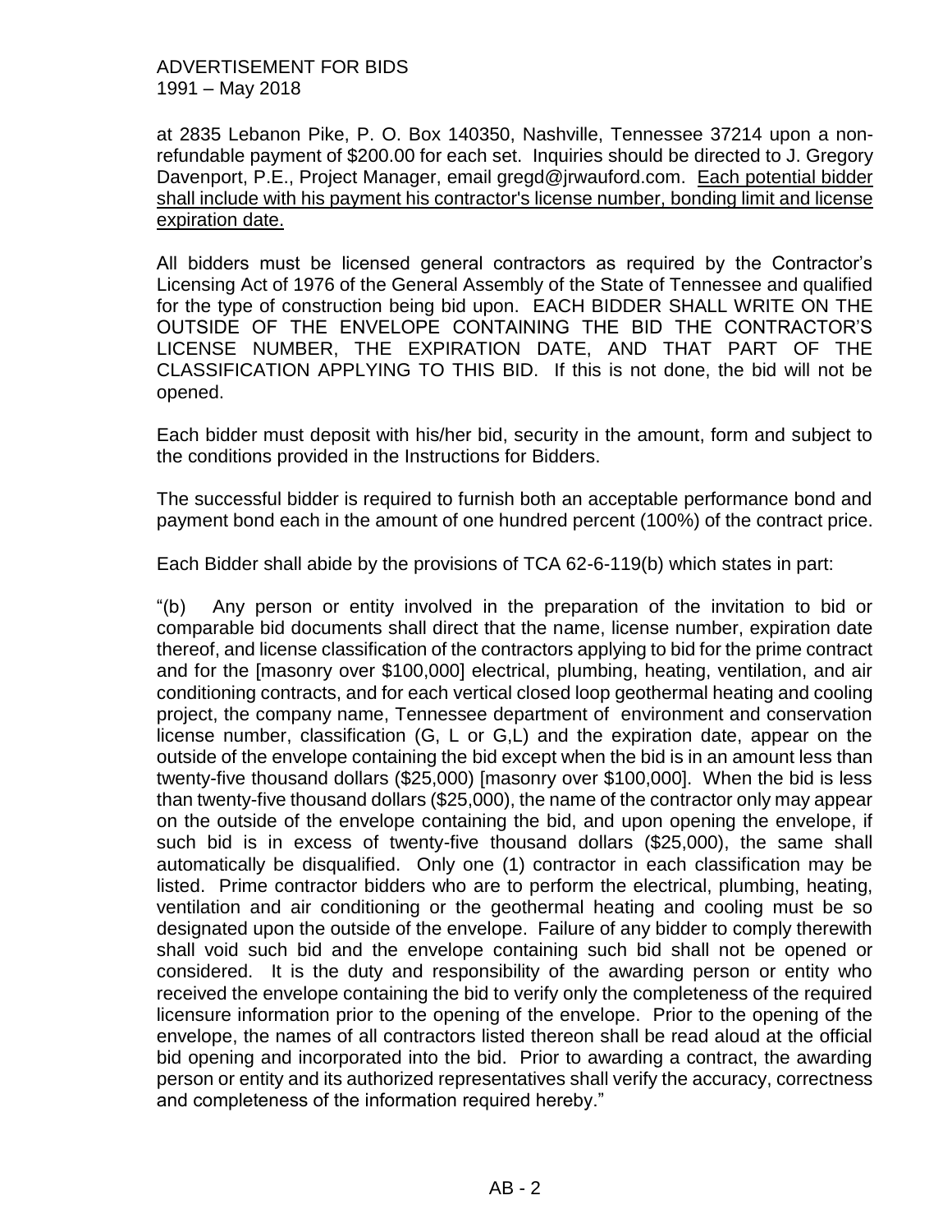at 2835 Lebanon Pike, P. O. Box 140350, Nashville, Tennessee 37214 upon a non-refundable payment of $200.00 for each set. Inquiries should be directed to J. Gregory Davenport, P.E., Project Manager, email gregd@jrwauford.com. <u>Each potential bidder shall include with his payment his contractor's license number, bonding limit and license expiration date.</u>

All bidders must be licensed general contractors as required by the Contractor's Licensing Act of 1976 of the General Assembly of the State of Tennessee and qualified for the type of construction being bid upon. EACH BIDDER SHALL WRITE ON THE OUTSIDE OF THE ENVELOPE CONTAINING THE BID THE CONTRACTOR'S LICENSE NUMBER, THE EXPIRATION DATE, AND THAT PART OF THE CLASSIFICATION APPLYING TO THIS BID. If this is not done, the bid will not be opened.

Each bidder must deposit with his/her bid, security in the amount, form and subject to the conditions provided in the Instructions for Bidders.

The successful bidder is required to furnish both an acceptable performance bond and payment bond each in the amount of one hundred percent (100%) of the contract price.

Each Bidder shall abide by the provisions of TCA 62-6-119(b) which states in part:

"(b) Any person or entity involved in the preparation of the invitation to bid or comparable bid documents shall direct that the name, license number, expiration date thereof, and license classification of the contractors applying to bid for the prime contract and for the [masonry over $100,000] electrical, plumbing, heating, ventilation, and air conditioning contracts, and for each vertical closed loop geothermal heating and cooling project, the company name, Tennessee department of environment and conservation license number, classification (G, L or G,L) and the expiration date, appear on the outside of the envelope containing the bid except when the bid is in an amount less than twenty-five thousand dollars ($25,000) [masonry over $100,000]. When the bid is less than twenty-five thousand dollars ($25,000), the name of the contractor only may appear on the outside of the envelope containing the bid, and upon opening the envelope, if such bid is in excess of twenty-five thousand dollars ($25,000), the same shall automatically be disqualified. Only one (1) contractor in each classification may be listed. Prime contractor bidders who are to perform the electrical, plumbing, heating, ventilation and air conditioning or the geothermal heating and cooling must be so designated upon the outside of the envelope. Failure of any bidder to comply therewith shall void such bid and the envelope containing such bid shall not be opened or considered. It is the duty and responsibility of the awarding person or entity who received the envelope containing the bid to verify only the completeness of the required licensure information prior to the opening of the envelope. Prior to the opening of the envelope, the names of all contractors listed thereon shall be read aloud at the official bid opening and incorporated into the bid. Prior to awarding a contract, the awarding person or entity and its authorized representatives shall verify the accuracy, correctness and completeness of the information required hereby."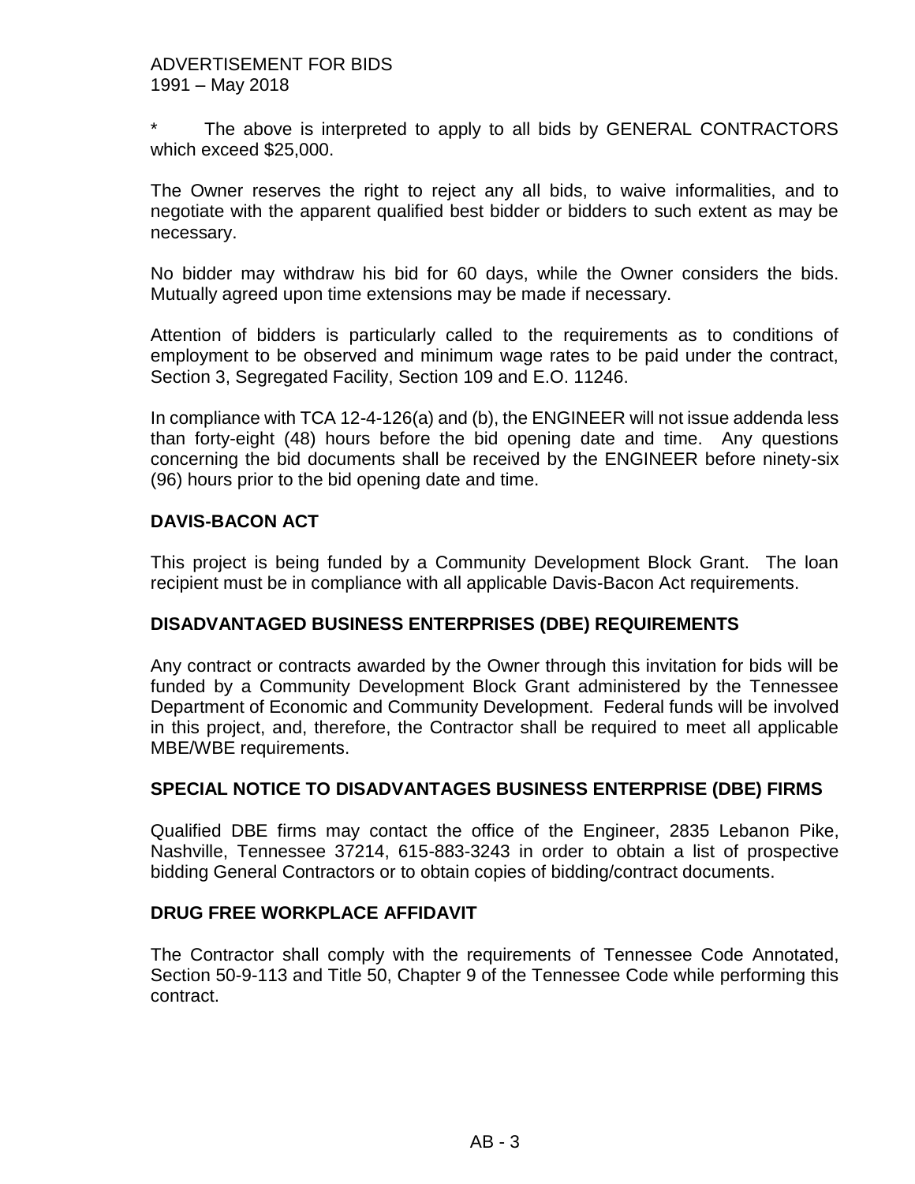\* The above is interpreted to apply to all bids by GENERAL CONTRACTORS which exceed $25,000.

The Owner reserves the right to reject any all bids, to waive informalities, and to negotiate with the apparent qualified best bidder or bidders to such extent as may be necessary.

No bidder may withdraw his bid for 60 days, while the Owner considers the bids. Mutually agreed upon time extensions may be made if necessary.

Attention of bidders is particularly called to the requirements as to conditions of employment to be observed and minimum wage rates to be paid under the contract, Section 3, Segregated Facility, Section 109 and E.O. 11246.

In compliance with TCA 12-4-126(a) and (b), the ENGINEER will not issue addenda less than forty-eight (48) hours before the bid opening date and time. Any questions concerning the bid documents shall be received by the ENGINEER before ninety-six (96) hours prior to the bid opening date and time.

## DAVIS-BACON ACT

This project is being funded by a Community Development Block Grant. The loan recipient must be in compliance with all applicable Davis-Bacon Act requirements.

## DISADVANTAGED BUSINESS ENTERPRISES (DBE) REQUIREMENTS

Any contract or contracts awarded by the Owner through this invitation for bids will be funded by a Community Development Block Grant administered by the Tennessee Department of Economic and Community Development. Federal funds will be involved in this project, and, therefore, the Contractor shall be required to meet all applicable MBE/WBE requirements.

## SPECIAL NOTICE TO DISADVANTAGES BUSINESS ENTERPRISE (DBE) FIRMS

Qualified DBE firms may contact the office of the Engineer, 2835 Lebanon Pike, Nashville, Tennessee 37214, 615-883-3243 in order to obtain a list of prospective bidding General Contractors or to obtain copies of bidding/contract documents.

## DRUG FREE WORKPLACE AFFIDAVIT

The Contractor shall comply with the requirements of Tennessee Code Annotated, Section 50-9-113 and Title 50, Chapter 9 of the Tennessee Code while performing this contract.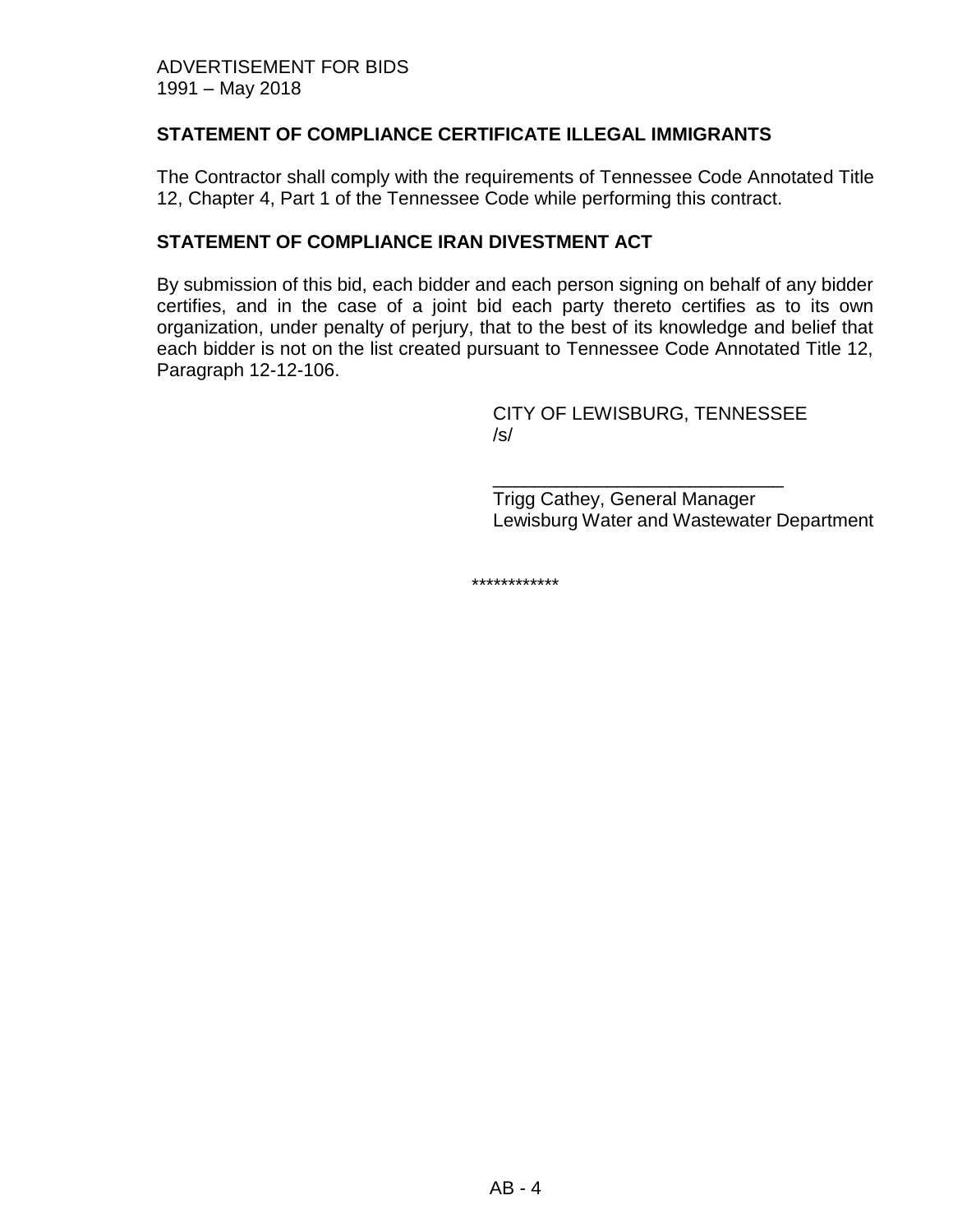## STATEMENT OF COMPLIANCE CERTIFICATE ILLEGAL IMMIGRANTS

The Contractor shall comply with the requirements of Tennessee Code Annotated Title 12, Chapter 4, Part 1 of the Tennessee Code while performing this contract.

## STATEMENT OF COMPLIANCE IRAN DIVESTMENT ACT

By submission of this bid, each bidder and each person signing on behalf of any bidder certifies, and in the case of a joint bid each party thereto certifies as to its own organization, under penalty of perjury, that to the best of its knowledge and belief that each bidder is not on the list created pursuant to Tennessee Code Annotated Title 12, Paragraph 12-12-106.

CITY OF LEWISBURG, TENNESSEE
/s/

_____________________________
Trigg Cathey, General Manager
Lewisburg Water and Wastewater Department

************